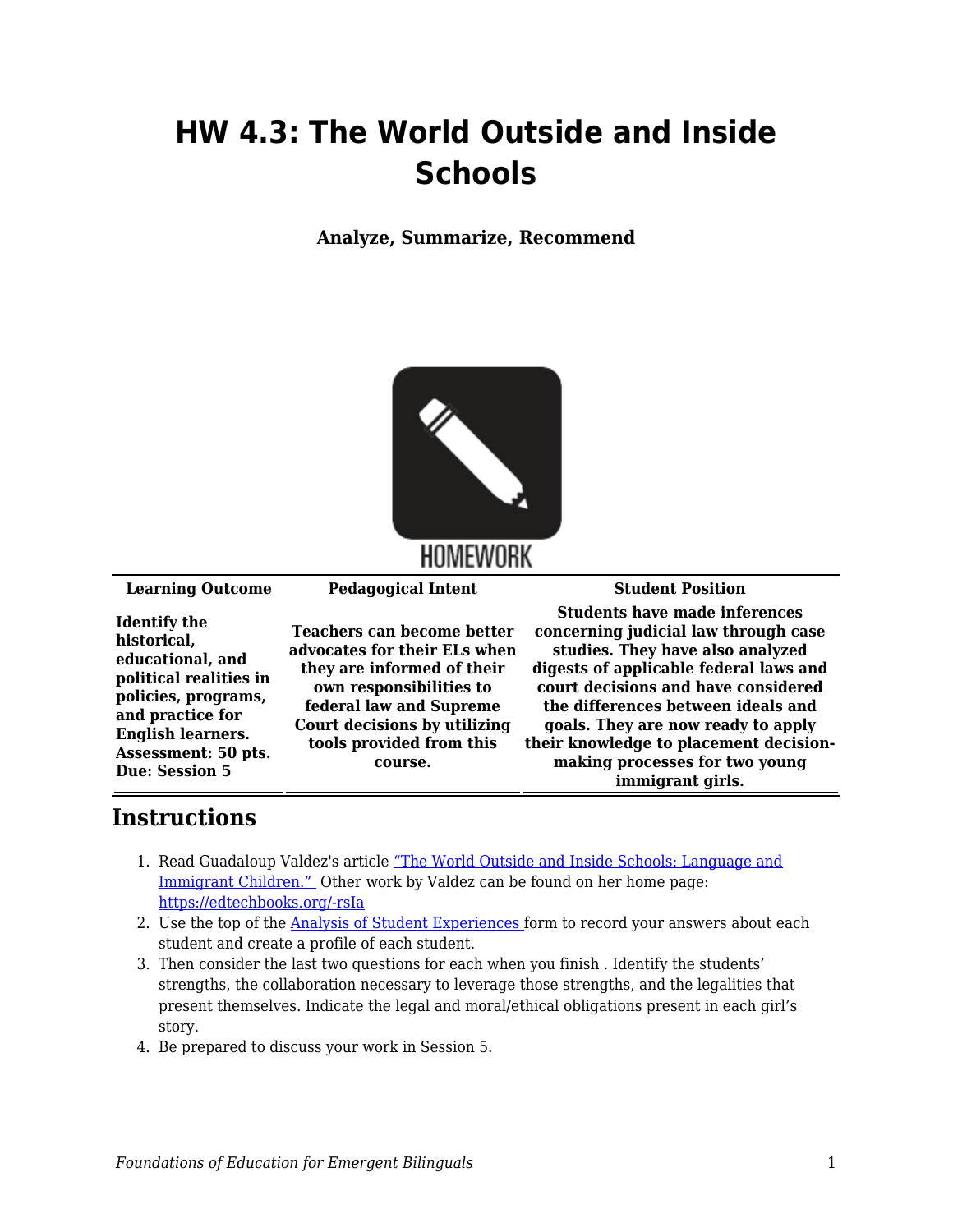# HW 4.3: The World Outside and Inside Schools

**Analyze, Summarize, Recommend**

HOMEWORK

| Learning Outcome | Pedagogical Intent | Student Position |
|---|---|---|
| **Identify the historical, educational, and political realities in policies, programs, and practice for English learners. Assessment: 50 pts. Due: Session 5** | **Teachers can become better advocates for their ELs when they are informed of their own responsibilities to federal law and Supreme Court decisions by utilizing tools provided from this course.** | **Students have made inferences concerning judicial law through case studies. They have also analyzed digests of applicable federal laws and court decisions and have considered the differences between ideals and goals. They are now ready to apply their knowledge to placement decision-making processes for two young immigrant girls.** |

## Instructions

1. Read Guadaloup Valdez's article "The World Outside and Inside Schools: Language and Immigrant Children." Other work by Valdez can be found on her home page: https://edtechbooks.org/-rsIa
2. Use the top of the Analysis of Student Experiences form to record your answers about each student and create a profile of each student.
3. Then consider the last two questions for each when you finish . Identify the students' strengths, the collaboration necessary to leverage those strengths, and the legalities that present themselves. Indicate the legal and moral/ethical obligations present in each girl's story.
4. Be prepared to discuss your work in Session 5.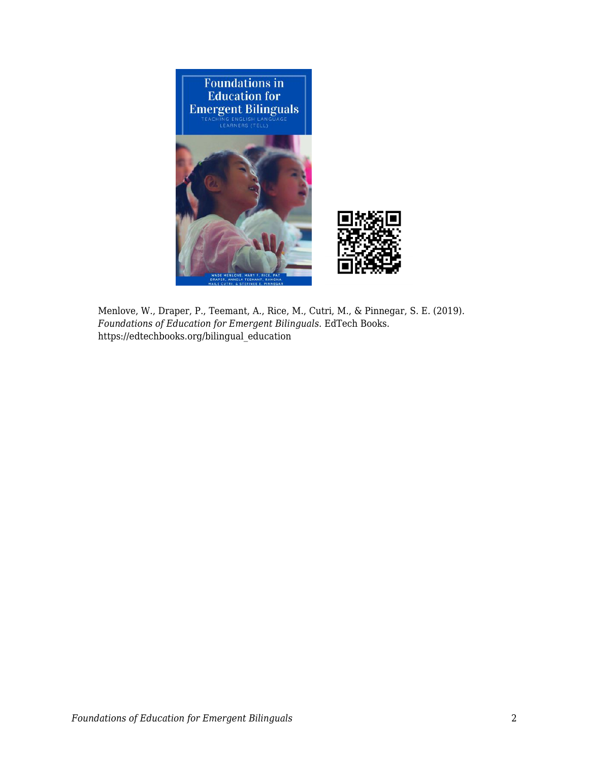Menlove, W., Draper, P., Teemant, A., Rice, M., Cutri, M., & Pinnegar, S. E. (2019). *Foundations of Education for Emergent Bilinguals*. EdTech Books. https://edtechbooks.org/bilingual_education